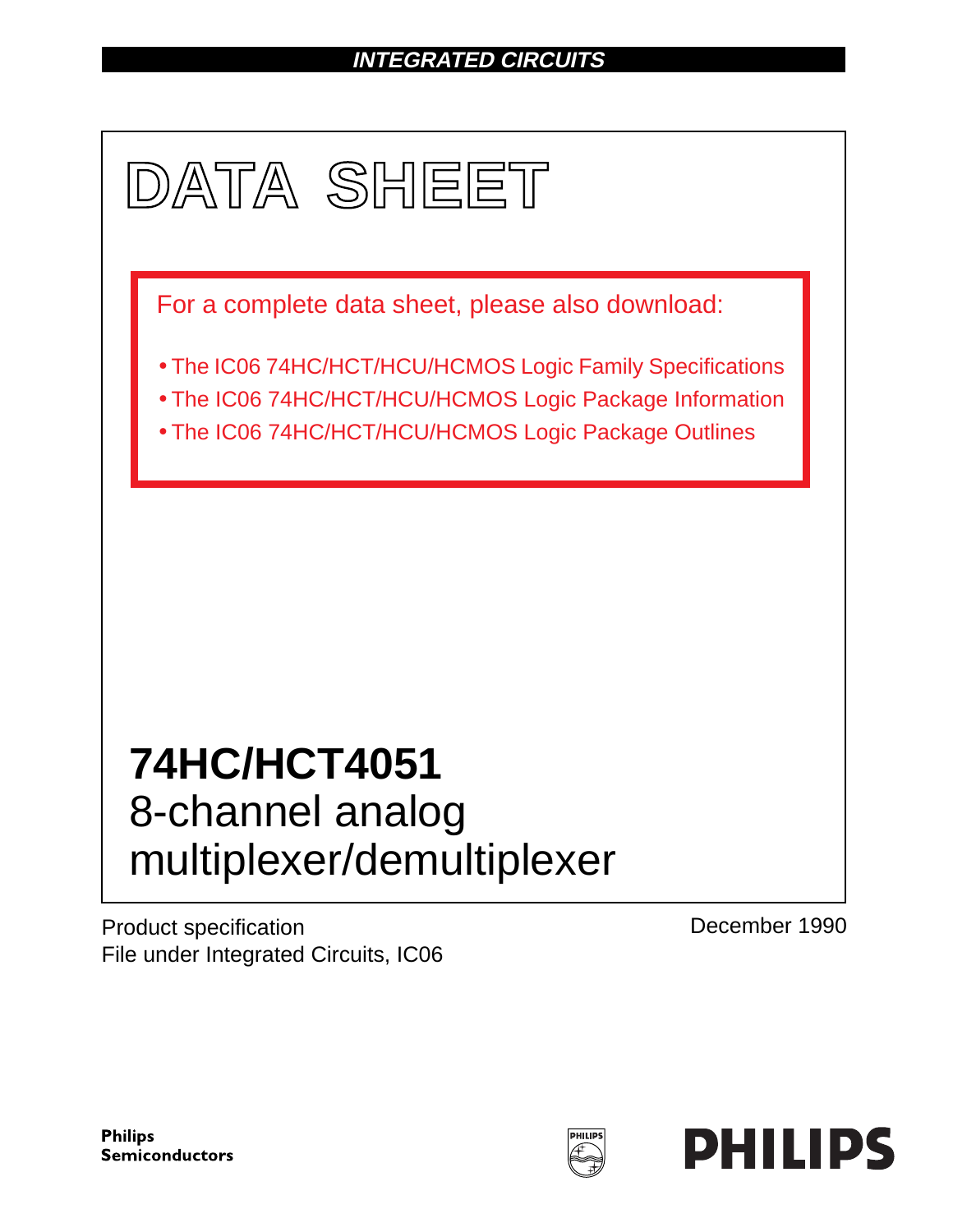INTEGRATED CIRCUITS

# DATA SHEET

For a complete data sheet, please also download:

- The IC06 74HC/HCT/HCU/HCMOS Logic Family Specifications
- The IC06 74HC/HCT/HCU/HCMOS Logic Package Information
- The IC06 74HC/HCT/HCU/HCMOS Logic Package Outlines

## 74HC/HCT4051
## 8-channel analog multiplexer/demultiplexer

Product specification
File under Integrated Circuits, IC06

December 1990

Philips Semiconductors

PHILIPS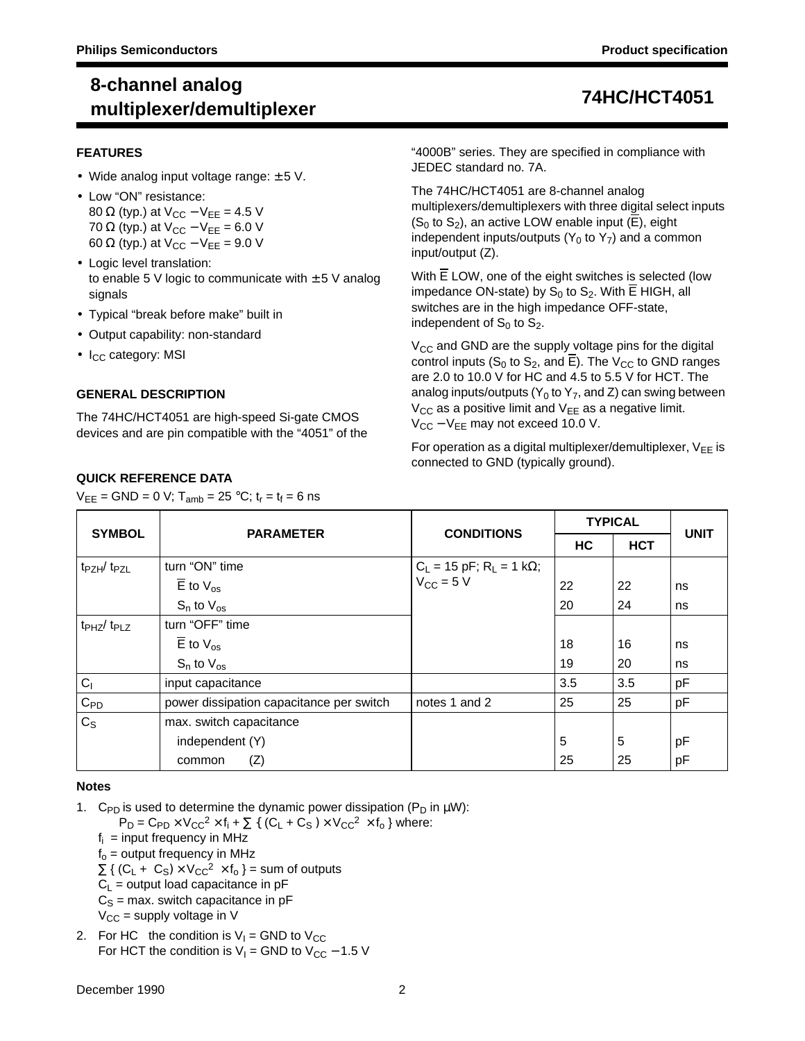# 8-channel analog multiplexer/demultiplexer

# 74HC/HCT4051

## FEATURES

- Wide analog input voltage range: ± 5 V.
- Low "ON" resistance:
  80 Ω (typ.) at $V_{CC} - V_{EE}$ = 4.5 V
  70 Ω (typ.) at $V_{CC} - V_{EE}$ = 6.0 V
  60 Ω (typ.) at $V_{CC} - V_{EE}$ = 9.0 V
- Logic level translation:
  to enable 5 V logic to communicate with ± 5 V analog signals
- Typical "break before make" built in
- Output capability: non-standard
- $I_{CC}$ category: MSI

## GENERAL DESCRIPTION

The 74HC/HCT4051 are high-speed Si-gate CMOS devices and are pin compatible with the "4051" of the "4000B" series. They are specified in compliance with JEDEC standard no. 7A.

The 74HC/HCT4051 are 8-channel analog multiplexers/demultiplexers with three digital select inputs ($S_0$ to $S_2$), an active LOW enable input ($\overline{E}$), eight independent inputs/outputs ($Y_0$ to $Y_7$) and a common input/output (Z).

With $\overline{E}$ LOW, one of the eight switches is selected (low impedance ON-state) by $S_0$ to $S_2$. With $\overline{E}$ HIGH, all switches are in the high impedance OFF-state, independent of $S_0$ to $S_2$.

$V_{CC}$ and GND are the supply voltage pins for the digital control inputs ($S_0$ to $S_2$, and $\overline{E}$). The $V_{CC}$ to GND ranges are 2.0 to 10.0 V for HC and 4.5 to 5.5 V for HCT. The analog inputs/outputs ($Y_0$ to $Y_7$, and Z) can swing between $V_{CC}$ as a positive limit and $V_{EE}$ as a negative limit. $V_{CC} - V_{EE}$ may not exceed 10.0 V.

For operation as a digital multiplexer/demultiplexer, $V_{EE}$ is connected to GND (typically ground).

## QUICK REFERENCE DATA

$V_{EE}$ = GND = 0 V; $T_{amb}$ = 25 °C; $t_r = t_f$ = 6 ns

| SYMBOL | PARAMETER | CONDITIONS | TYPICAL | | UNIT |
|---|---|---|---|---|---|
| | | | HC | HCT | |
| $t_{PZH}$/ $t_{PZL}$ | turn "ON" time | $C_L$ = 15 pF; $R_L$ = 1 kΩ; $V_{CC}$ = 5 V | | | |
| | $\overline{E}$ to $V_{os}$ | | 22 | 22 | ns |
| | $S_n$ to $V_{os}$ | | 20 | 24 | ns |
| $t_{PHZ}$/ $t_{PLZ}$ | turn "OFF" time | | | | |
| | $\overline{E}$ to $V_{os}$ | | 18 | 16 | ns |
| | $S_n$ to $V_{os}$ | | 19 | 20 | ns |
| $C_I$ | input capacitance | | 3.5 | 3.5 | pF |
| $C_{PD}$ | power dissipation capacitance per switch | notes 1 and 2 | 25 | 25 | pF |
| $C_S$ | max. switch capacitance | | | | |
| | independent (Y) | | 5 | 5 | pF |
| | common (Z) | | 25 | 25 | pF |

### Notes

1. $C_{PD}$ is used to determine the dynamic power dissipation ($P_D$ in μW):
   $P_D = C_{PD} \times V_{CC}^2 \times f_i + \sum \{ (C_L + C_S) \times V_{CC}^2 \times f_o \}$ where:
   $f_i$ = input frequency in MHz
   $f_o$ = output frequency in MHz
   $\sum \{ (C_L + C_S) \times V_{CC}^2 \times f_o \}$ = sum of outputs
   $C_L$ = output load capacitance in pF
   $C_S$ = max. switch capacitance in pF
   $V_{CC}$ = supply voltage in V
2. For HC the condition is $V_I$ = GND to $V_{CC}$
   For HCT the condition is $V_I$ = GND to $V_{CC}$ − 1.5 V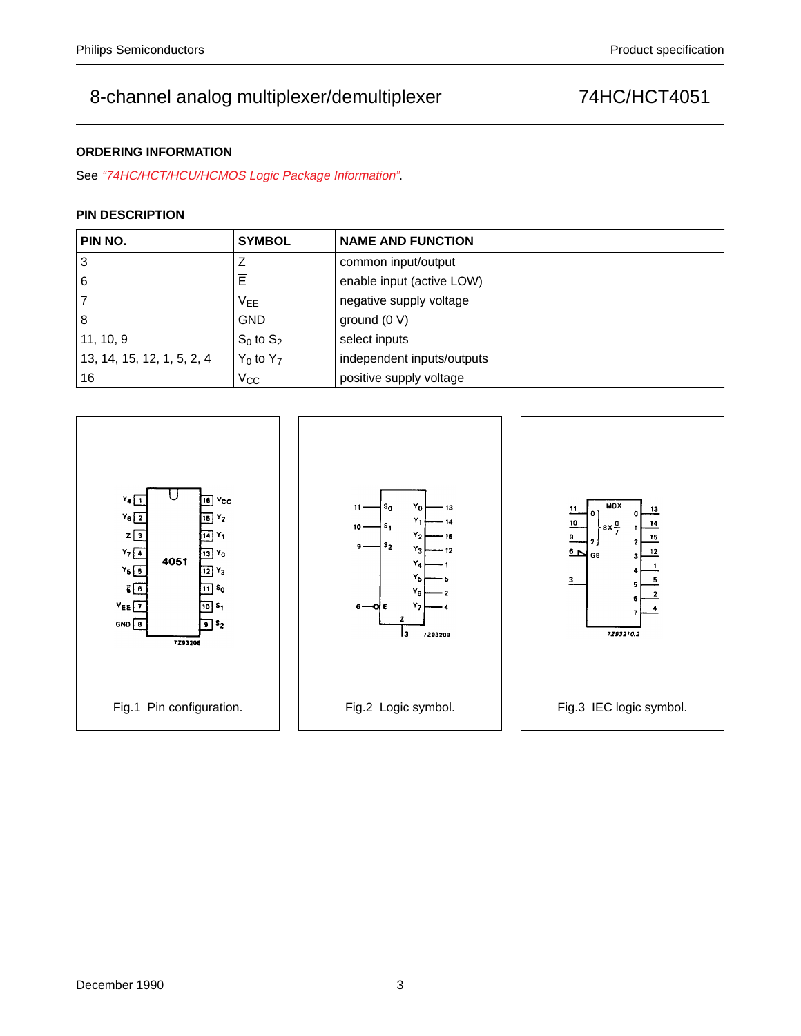## ORDERING INFORMATION

See *"74HC/HCT/HCU/HCMOS Logic Package Information"*.

## PIN DESCRIPTION

| PIN NO. | SYMBOL | NAME AND FUNCTION |
|---|---|---|
| 3 | Z | common input/output |
| 6 | $\overline{E}$ | enable input (active LOW) |
| 7 | $V_{EE}$ | negative supply voltage |
| 8 | GND | ground (0 V) |
| 11, 10, 9 | $S_0$ to $S_2$ | select inputs |
| 13, 14, 15, 12, 1, 5, 2, 4 | $Y_0$ to $Y_7$ | independent inputs/outputs |
| 16 | $V_{CC}$ | positive supply voltage |

Fig.1 Pin configuration.

Fig.2 Logic symbol.

Fig.3 IEC logic symbol.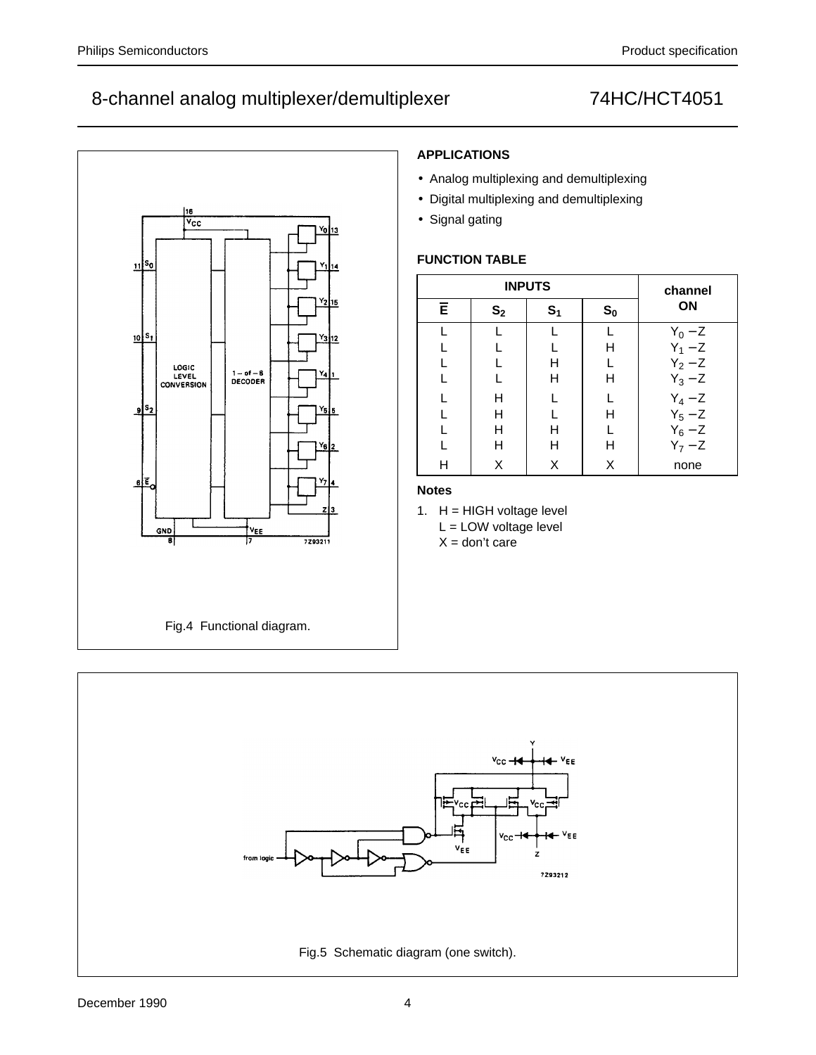Fig.4 Functional diagram.

### APPLICATIONS

- Analog multiplexing and demultiplexing
- Digital multiplexing and demultiplexing
- Signal gating

### FUNCTION TABLE

| INPUTS | | | | channel ON |
|---|---|---|---|---|
| $\overline{E}$ | $S_2$ | $S_1$ | $S_0$ | |
| L | L | L | L | $Y_0$ − Z |
| L | L | L | H | $Y_1$ − Z |
| L | L | H | L | $Y_2$ − Z |
| L | L | H | H | $Y_3$ − Z |
| L | H | L | L | $Y_4$ − Z |
| L | H | L | H | $Y_5$ − Z |
| L | H | H | L | $Y_6$ − Z |
| L | H | H | H | $Y_7$ − Z |
| H | X | X | X | none |

### Notes

1. H = HIGH voltage level
   L = LOW voltage level
   X = don't care

Fig.5 Schematic diagram (one switch).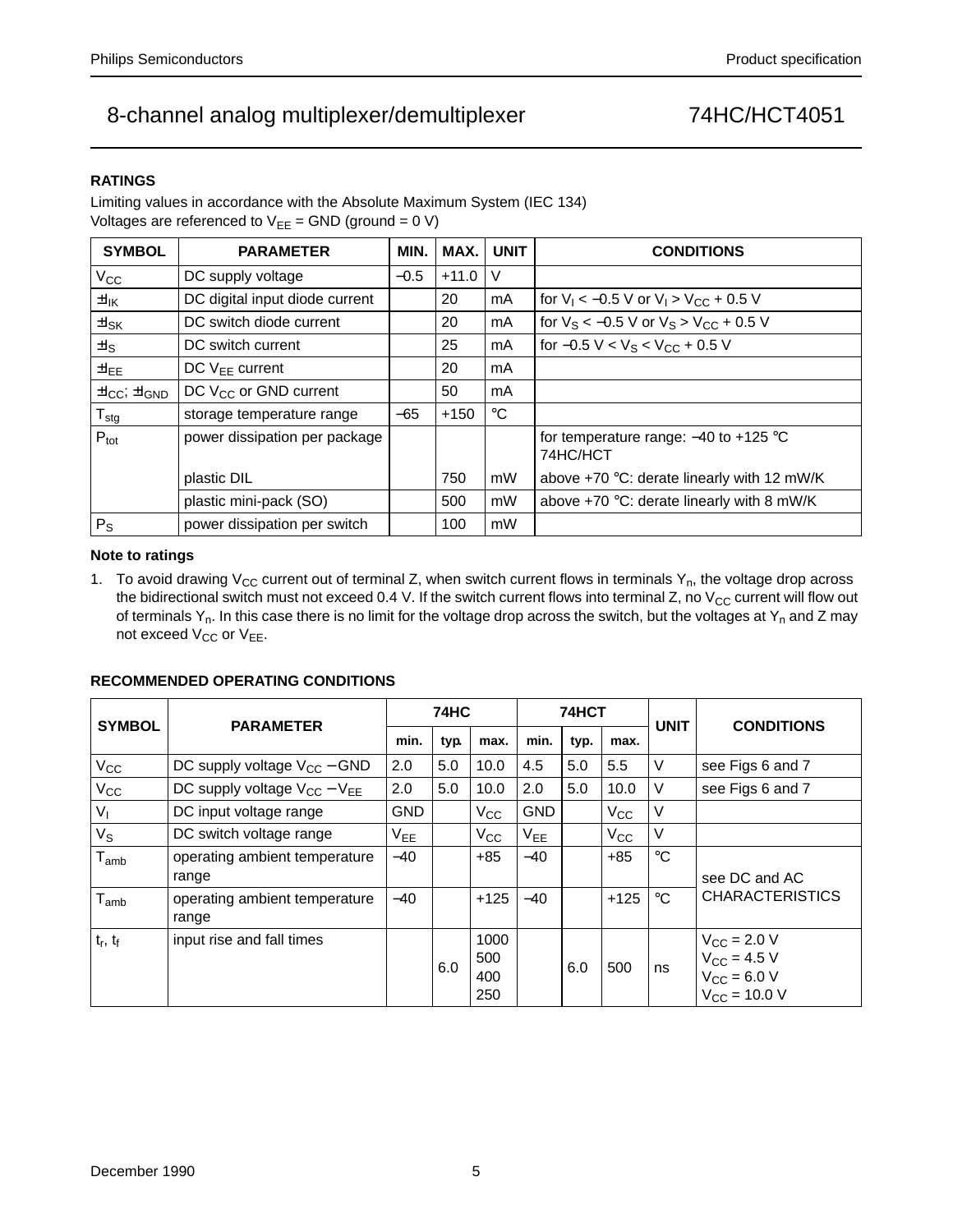## RATINGS

Limiting values in accordance with the Absolute Maximum System (IEC 134)
Voltages are referenced to $V_{EE}$ = GND (ground = 0 V)

| SYMBOL | PARAMETER | MIN. | MAX. | UNIT | CONDITIONS |
|---|---|---|---|---|---|
| $V_{CC}$ | DC supply voltage | −0.5 | +11.0 | V | |
| $\pm I_{IK}$ | DC digital input diode current | | 20 | mA | for $V_I < -0.5$ V or $V_I > V_{CC} + 0.5$ V |
| $\pm I_{SK}$ | DC switch diode current | | 20 | mA | for $V_S < -0.5$ V or $V_S > V_{CC} + 0.5$ V |
| $\pm I_S$ | DC switch current | | 25 | mA | for $-0.5\ \text{V} < V_S < V_{CC} + 0.5$ V |
| $\pm I_{EE}$ | DC $V_{EE}$ current | | 20 | mA | |
| $\pm I_{CC}$; $\pm I_{GND}$ | DC $V_{CC}$ or GND current | | 50 | mA | |
| $T_{stg}$ | storage temperature range | −65 | +150 | °C | |
| $P_{tot}$ | power dissipation per package | | | | for temperature range: −40 to +125 °C 74HC/HCT |
| | plastic DIL | | 750 | mW | above +70 °C: derate linearly with 12 mW/K |
| | plastic mini-pack (SO) | | 500 | mW | above +70 °C: derate linearly with 8 mW/K |
| $P_S$ | power dissipation per switch | | 100 | mW | |

### Note to ratings

1. To avoid drawing $V_{CC}$ current out of terminal Z, when switch current flows in terminals $Y_n$, the voltage drop across the bidirectional switch must not exceed 0.4 V. If the switch current flows into terminal Z, no $V_{CC}$ current will flow out of terminals $Y_n$. In this case there is no limit for the voltage drop across the switch, but the voltages at $Y_n$ and Z may not exceed $V_{CC}$ or $V_{EE}$.

## RECOMMENDED OPERATING CONDITIONS

| SYMBOL | PARAMETER | 74HC | | | 74HCT | | | UNIT | CONDITIONS |
|---|---|---|---|---|---|---|---|---|---|
| | | min. | typ. | max. | min. | typ. | max. | | |
| $V_{CC}$ | DC supply voltage $V_{CC}$ − GND | 2.0 | 5.0 | 10.0 | 4.5 | 5.0 | 5.5 | V | see Figs 6 and 7 |
| $V_{CC}$ | DC supply voltage $V_{CC}$ − $V_{EE}$ | 2.0 | 5.0 | 10.0 | 2.0 | 5.0 | 10.0 | V | see Figs 6 and 7 |
| $V_I$ | DC input voltage range | GND | | $V_{CC}$ | GND | | $V_{CC}$ | V | |
| $V_S$ | DC switch voltage range | $V_{EE}$ | | $V_{CC}$ | $V_{EE}$ | | $V_{CC}$ | V | |
| $T_{amb}$ | operating ambient temperature range | −40 | | +85 | −40 | | +85 | °C | see DC and AC CHARACTERISTICS |
| $T_{amb}$ | operating ambient temperature range | −40 | | +125 | −40 | | +125 | °C | see DC and AC CHARACTERISTICS |
| $t_r$, $t_f$ | input rise and fall times | | 6.0 | 1000<br>500<br>400<br>250 | | 6.0 | 500 | ns | $V_{CC}$ = 2.0 V<br>$V_{CC}$ = 4.5 V<br>$V_{CC}$ = 6.0 V<br>$V_{CC}$ = 10.0 V |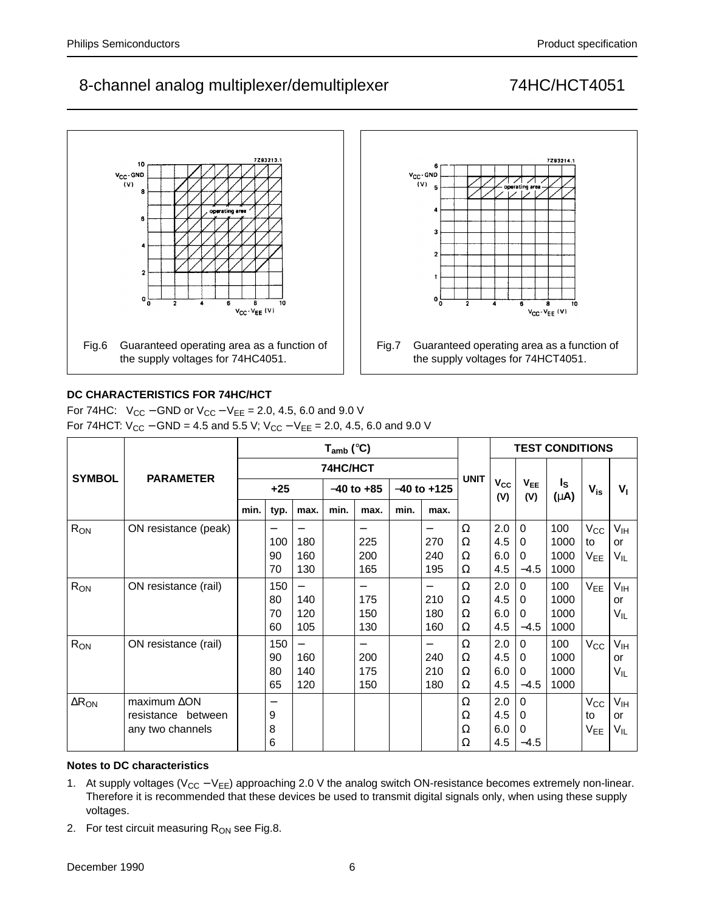Fig.6 Guaranteed operating area as a function of the supply voltages for 74HC4051.

Fig.7 Guaranteed operating area as a function of the supply voltages for 74HCT4051.

### DC CHARACTERISTICS FOR 74HC/HCT

For 74HC: $V_{CC}$ − GND or $V_{CC}$ − $V_{EE}$ = 2.0, 4.5, 6.0 and 9.0 V

For 74HCT: $V_{CC}$ − GND = 4.5 and 5.5 V; $V_{CC}$ − $V_{EE}$ = 2.0, 4.5, 6.0 and 9.0 V

| SYMBOL | PARAMETER | $T_{amb}$ (°C) | | | | | | | UNIT | TEST CONDITIONS | | | | |
|---|---|---|---|---|---|---|---|---|---|---|---|---|---|---|
| | | 74HC/HCT | | | | | | | | $V_{CC}$ (V) | $V_{EE}$ (V) | $I_S$ (μA) | $V_{is}$ | $V_I$ |
| | | +25 | | | −40 to +85 | | −40 to +125 | | | | | | | |
| | | min. | typ. | max. | min. | max. | min. | max. | | | | | | |
| $R_{ON}$ | ON resistance (peak) | | −<br>100<br>90<br>70 | −<br>180<br>160<br>130 | | −<br>225<br>200<br>165 | | −<br>270<br>240<br>195 | Ω<br>Ω<br>Ω<br>Ω | 2.0<br>4.5<br>6.0<br>4.5 | 0<br>0<br>0<br>−4.5 | 100<br>1000<br>1000<br>1000 | $V_{CC}$ to $V_{EE}$ | $V_{IH}$ or $V_{IL}$ |
| $R_{ON}$ | ON resistance (rail) | | 150<br>80<br>70<br>60 | −<br>140<br>120<br>105 | | −<br>175<br>150<br>130 | | −<br>210<br>180<br>160 | Ω<br>Ω<br>Ω<br>Ω | 2.0<br>4.5<br>6.0<br>4.5 | 0<br>0<br>0<br>−4.5 | 100<br>1000<br>1000<br>1000 | $V_{EE}$ | $V_{IH}$ or $V_{IL}$ |
| $R_{ON}$ | ON resistance (rail) | | 150<br>90<br>80<br>65 | −<br>160<br>140<br>120 | | −<br>200<br>175<br>150 | | −<br>240<br>210<br>180 | Ω<br>Ω<br>Ω<br>Ω | 2.0<br>4.5<br>6.0<br>4.5 | 0<br>0<br>0<br>−4.5 | 100<br>1000<br>1000<br>1000 | $V_{CC}$ | $V_{IH}$ or $V_{IL}$ |
| $\Delta R_{ON}$ | maximum ΔON resistance between any two channels | | −<br>9<br>8<br>6 | | | | | | Ω<br>Ω<br>Ω<br>Ω | 2.0<br>4.5<br>6.0<br>4.5 | 0<br>0<br>0<br>−4.5 | | $V_{CC}$ to $V_{EE}$ | $V_{IH}$ or $V_{IL}$ |

### Notes to DC characteristics

1. At supply voltages ($V_{CC}$ − $V_{EE}$) approaching 2.0 V the analog switch ON-resistance becomes extremely non-linear. Therefore it is recommended that these devices be used to transmit digital signals only, when using these supply voltages.
2. For test circuit measuring $R_{ON}$ see Fig.8.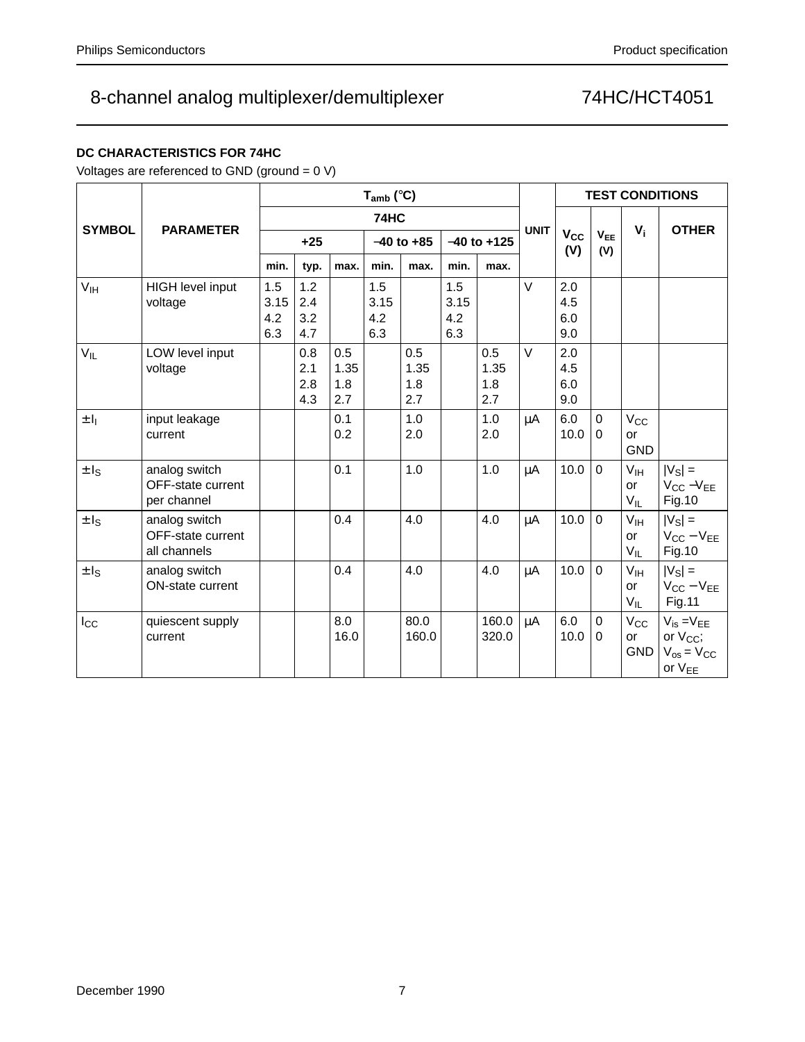### DC CHARACTERISTICS FOR 74HC

Voltages are referenced to GND (ground = 0 V)

| SYMBOL | PARAMETER | $T_{amb}$ (°C) | | | | | | | UNIT | TEST CONDITIONS | | | |
|---|---|---|---|---|---|---|---|---|---|---|---|---|---|
| | | 74HC | | | | | | | | $V_{CC}$ (V) | $V_{EE}$ (V) | $V_i$ | OTHER |
| | | +25 | | | −40 to +85 | | −40 to +125 | | | | | | |
| | | min. | typ. | max. | min. | max. | min. | max. | | | | | |
| $V_{IH}$ | HIGH level input voltage | 1.5<br>3.15<br>4.2<br>6.3 | 1.2<br>2.4<br>3.2<br>4.7 | | 1.5<br>3.15<br>4.2<br>6.3 | | 1.5<br>3.15<br>4.2<br>6.3 | | V | 2.0<br>4.5<br>6.0<br>9.0 | | | |
| $V_{IL}$ | LOW level input voltage | | 0.8<br>2.1<br>2.8<br>4.3 | 0.5<br>1.35<br>1.8<br>2.7 | | 0.5<br>1.35<br>1.8<br>2.7 | | 0.5<br>1.35<br>1.8<br>2.7 | V | 2.0<br>4.5<br>6.0<br>9.0 | | | |
| $\pm I_I$ | input leakage current | | | 0.1<br>0.2 | | 1.0<br>2.0 | | 1.0<br>2.0 | μA | 6.0<br>10.0 | 0<br>0 | $V_{CC}$ or GND | |
| $\pm I_S$ | analog switch OFF-state current per channel | | | 0.1 | | 1.0 | | 1.0 | μA | 10.0 | 0 | $V_{IH}$ or $V_{IL}$ | $\|V_S\| = V_{CC} - V_{EE}$ Fig.10 |
| $\pm I_S$ | analog switch OFF-state current all channels | | | 0.4 | | 4.0 | | 4.0 | μA | 10.0 | 0 | $V_{IH}$ or $V_{IL}$ | $\|V_S\| = V_{CC} - V_{EE}$ Fig.10 |
| $\pm I_S$ | analog switch ON-state current | | | 0.4 | | 4.0 | | 4.0 | μA | 10.0 | 0 | $V_{IH}$ or $V_{IL}$ | $\|V_S\| = V_{CC} - V_{EE}$ Fig.11 |
| $I_{CC}$ | quiescent supply current | | | 8.0<br>16.0 | | 80.0<br>160.0 | | 160.0<br>320.0 | μA | 6.0<br>10.0 | 0<br>0 | $V_{CC}$ or GND | $V_{is} = V_{EE}$ or $V_{CC}$; $V_{os} = V_{CC}$ or $V_{EE}$ |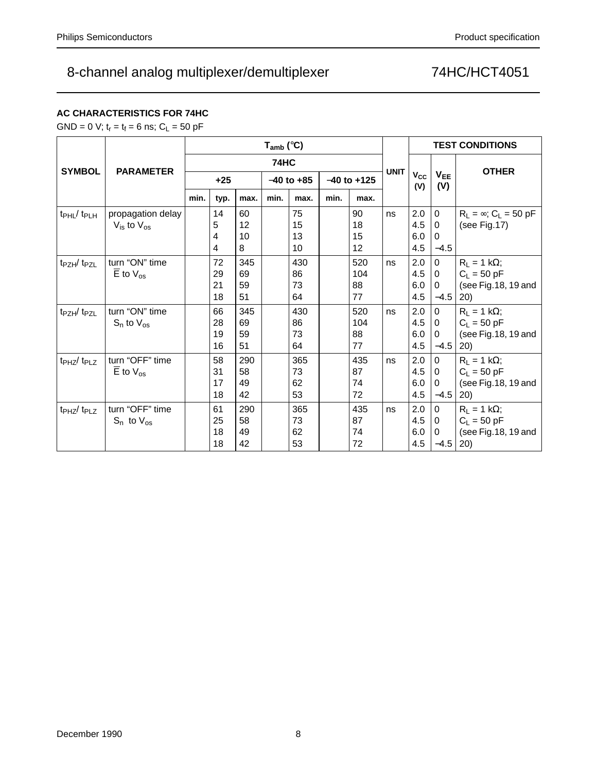## AC CHARACTERISTICS FOR 74HC

GND = 0 V; $t_r = t_f = 6$ ns; $C_L = 50$ pF

| SYMBOL | PARAMETER | $T_{amb}$ (°C) | | | | | | | UNIT | TEST CONDITIONS | | |
|---|---|---|---|---|---|---|---|---|---|---|---|---|
| | | 74HC | | | | | | | | $V_{CC}$ (V) | $V_{EE}$ (V) | OTHER |
| | | +25 | | | −40 to +85 | | −40 to +125 | | | | | |
| | | min. | typ. | max. | min. | max. | min. | max. | | | | |
| $t_{PHL}$/ $t_{PLH}$ | propagation delay $V_{is}$ to $V_{os}$ | | 14<br>5<br>4<br>4 | 60<br>12<br>10<br>8 | | 75<br>15<br>13<br>10 | | 90<br>18<br>15<br>12 | ns | 2.0<br>4.5<br>6.0<br>4.5 | 0<br>0<br>0<br>−4.5 | $R_L = \infty$; $C_L = 50$ pF (see Fig.17) |
| $t_{PZH}$/ $t_{PZL}$ | turn "ON" time $\overline{E}$ to $V_{os}$ | | 72<br>29<br>21<br>18 | 345<br>69<br>59<br>51 | | 430<br>86<br>73<br>64 | | 520<br>104<br>88<br>77 | ns | 2.0<br>4.5<br>6.0<br>4.5 | 0<br>0<br>0<br>−4.5 | $R_L = 1$ kΩ; $C_L = 50$ pF (see Fig.18, 19 and 20) |
| $t_{PZH}$/ $t_{PZL}$ | turn "ON" time $S_n$ to $V_{os}$ | | 66<br>28<br>19<br>16 | 345<br>69<br>59<br>51 | | 430<br>86<br>73<br>64 | | 520<br>104<br>88<br>77 | ns | 2.0<br>4.5<br>6.0<br>4.5 | 0<br>0<br>0<br>−4.5 | $R_L = 1$ kΩ; $C_L = 50$ pF (see Fig.18, 19 and 20) |
| $t_{PHZ}$/ $t_{PLZ}$ | turn "OFF" time $\overline{E}$ to $V_{os}$ | | 58<br>31<br>17<br>18 | 290<br>58<br>49<br>42 | | 365<br>73<br>62<br>53 | | 435<br>87<br>74<br>72 | ns | 2.0<br>4.5<br>6.0<br>4.5 | 0<br>0<br>0<br>−4.5 | $R_L = 1$ kΩ; $C_L = 50$ pF (see Fig.18, 19 and 20) |
| $t_{PHZ}$/ $t_{PLZ}$ | turn "OFF" time $S_n$ to $V_{os}$ | | 61<br>25<br>18<br>18 | 290<br>58<br>49<br>42 | | 365<br>73<br>62<br>53 | | 435<br>87<br>74<br>72 | ns | 2.0<br>4.5<br>6.0<br>4.5 | 0<br>0<br>0<br>−4.5 | $R_L = 1$ kΩ; $C_L = 50$ pF (see Fig.18, 19 and 20) |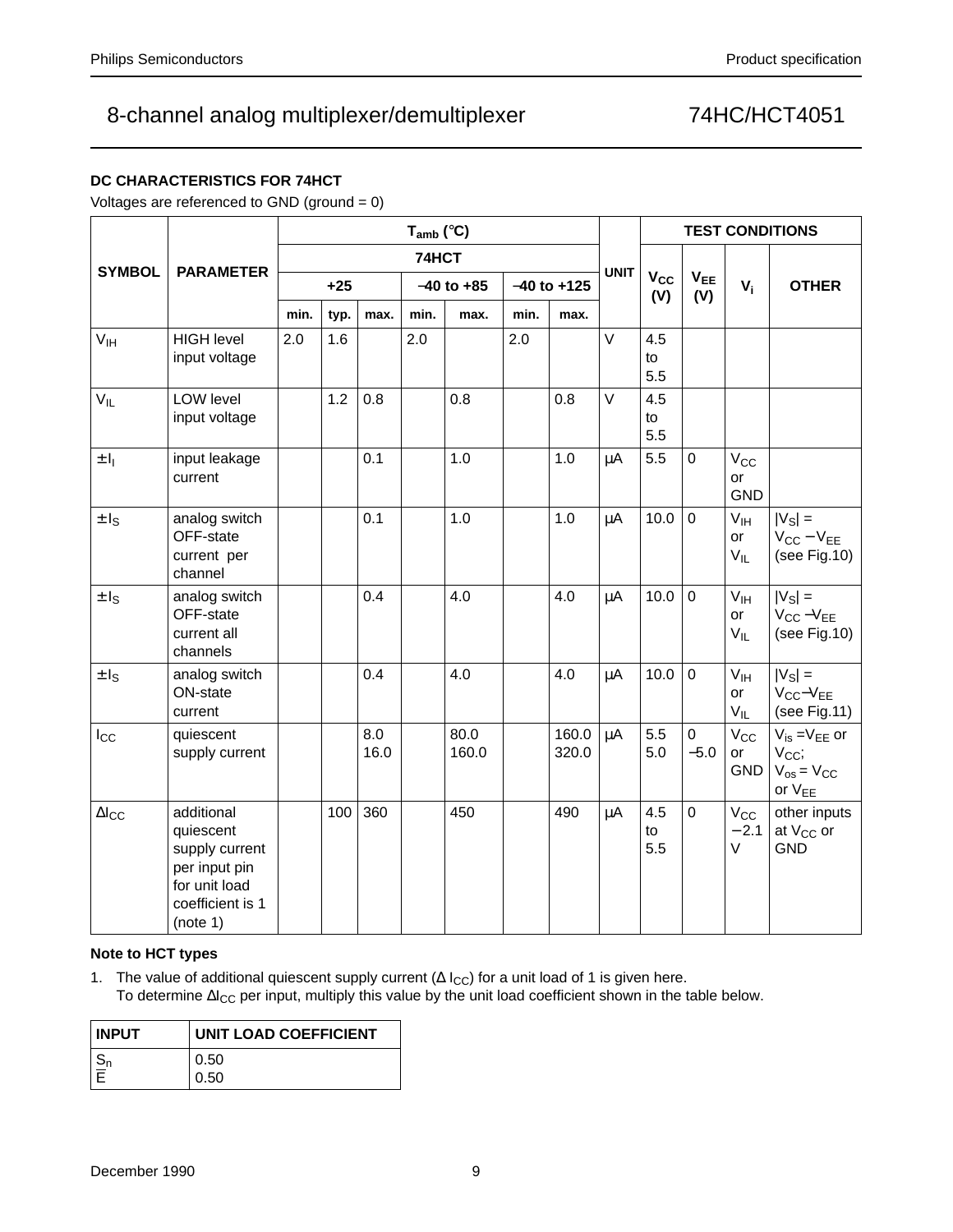### DC CHARACTERISTICS FOR 74HCT

Voltages are referenced to GND (ground = 0)

| SYMBOL | PARAMETER | $T_{amb}$ (°C) 74HCT +25 min. | typ. | max. | −40 to +85 min. | max. | −40 to +125 min. | max. | UNIT | $V_{CC}$ (V) | $V_{EE}$ (V) | $V_i$ | OTHER |
|---|---|---|---|---|---|---|---|---|---|---|---|---|---|
| $V_{IH}$ | HIGH level input voltage | 2.0 | 1.6 | | 2.0 | | 2.0 | | V | 4.5 to 5.5 | | | |
| $V_{IL}$ | LOW level input voltage | | 1.2 | 0.8 | | 0.8 | | 0.8 | V | 4.5 to 5.5 | | | |
| $\pm I_I$ | input leakage current | | | 0.1 | | 1.0 | | 1.0 | μA | 5.5 | 0 | $V_{CC}$ or GND | |
| $\pm I_S$ | analog switch OFF-state current per channel | | | 0.1 | | 1.0 | | 1.0 | μA | 10.0 | 0 | $V_{IH}$ or $V_{IL}$ | $\lvert V_S\rvert = V_{CC} - V_{EE}$ (see Fig.10) |
| $\pm I_S$ | analog switch OFF-state current all channels | | | 0.4 | | 4.0 | | 4.0 | μA | 10.0 | 0 | $V_{IH}$ or $V_{IL}$ | $\lvert V_S\rvert = V_{CC} - V_{EE}$ (see Fig.10) |
| $\pm I_S$ | analog switch ON-state current | | | 0.4 | | 4.0 | | 4.0 | μA | 10.0 | 0 | $V_{IH}$ or $V_{IL}$ | $\lvert V_S\rvert = V_{CC} - V_{EE}$ (see Fig.11) |
| $I_{CC}$ | quiescent supply current | | | 8.0<br>16.0 | | 80.0<br>160.0 | | 160.0<br>320.0 | μA | 5.5<br>5.0 | 0<br>−5.0 | $V_{CC}$ or GND | $V_{is} = V_{EE}$ or $V_{CC}$; $V_{os} = V_{CC}$ or $V_{EE}$ |
| $\Delta I_{CC}$ | additional quiescent supply current per input pin for unit load coefficient is 1 (note 1) | | 100 | 360 | | 450 | | 490 | μA | 4.5 to 5.5 | 0 | $V_{CC}$ − 2.1 V | other inputs at $V_{CC}$ or GND |

#### Note to HCT types

1. The value of additional quiescent supply current ($\Delta I_{CC}$) for a unit load of 1 is given here.
   To determine $\Delta I_{CC}$ per input, multiply this value by the unit load coefficient shown in the table below.

| INPUT | UNIT LOAD COEFFICIENT |
|---|---|
| $S_n$ | 0.50 |
| $\overline{E}$ | 0.50 |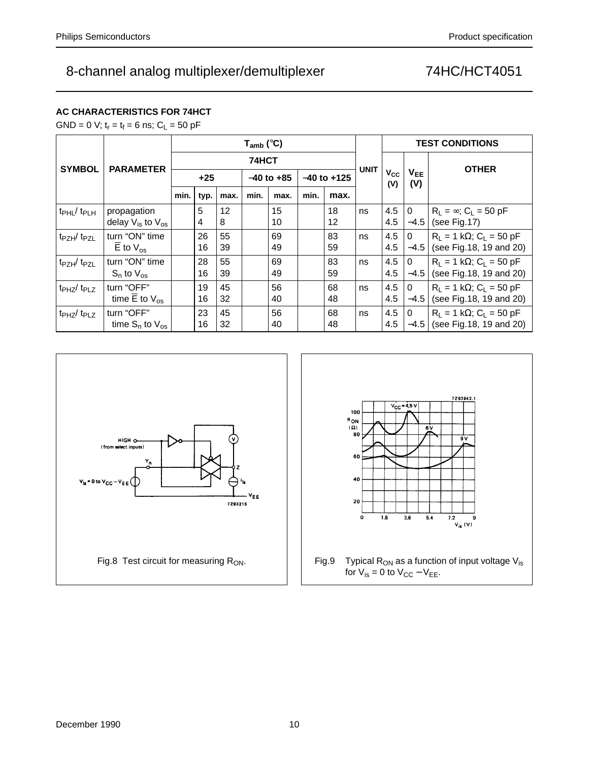## AC CHARACTERISTICS FOR 74HCT

GND = 0 V; $t_r = t_f = 6$ ns; $C_L = 50$ pF

| SYMBOL | PARAMETER | $T_{amb}$ (°C) | | | | | | | UNIT | TEST CONDITIONS | | |
|---|---|---|---|---|---|---|---|---|---|---|---|---|
| | | 74HCT | | | | | | | | $V_{CC}$ (V) | $V_{EE}$ (V) | OTHER |
| | | +25 | | | −40 to +85 | | −40 to +125 | | | | | |
| | | min. | typ. | max. | min. | max. | min. | max. | | | | |
| $t_{PHL}$/ $t_{PLH}$ | propagation delay $V_{is}$ to $V_{os}$ | | 5<br>4 | 12<br>8 | | 15<br>10 | | 18<br>12 | ns | 4.5<br>4.5 | 0<br>−4.5 | $R_L = \infty$; $C_L = 50$ pF (see Fig.17) |
| $t_{PZH}$/ $t_{PZL}$ | turn "ON" time $\overline{E}$ to $V_{os}$ | | 26<br>16 | 55<br>39 | | 69<br>49 | | 83<br>59 | ns | 4.5<br>4.5 | 0<br>−4.5 | $R_L = 1$ kΩ; $C_L = 50$ pF (see Fig.18, 19 and 20) |
| $t_{PZH}$/ $t_{PZL}$ | turn "ON" time $S_n$ to $V_{os}$ | | 28<br>16 | 55<br>39 | | 69<br>49 | | 83<br>59 | ns | 4.5<br>4.5 | 0<br>−4.5 | $R_L = 1$ kΩ; $C_L = 50$ pF (see Fig.18, 19 and 20) |
| $t_{PHZ}$/ $t_{PLZ}$ | turn "OFF" time $\overline{E}$ to $V_{os}$ | | 19<br>16 | 45<br>32 | | 56<br>40 | | 68<br>48 | ns | 4.5<br>4.5 | 0<br>−4.5 | $R_L = 1$ kΩ; $C_L = 50$ pF (see Fig.18, 19 and 20) |
| $t_{PHZ}$/ $t_{PLZ}$ | turn "OFF" time $S_n$ to $V_{os}$ | | 23<br>16 | 45<br>32 | | 56<br>40 | | 68<br>48 | ns | 4.5<br>4.5 | 0<br>−4.5 | $R_L = 1$ kΩ; $C_L = 50$ pF (see Fig.18, 19 and 20) |

Fig.8 Test circuit for measuring $R_{ON}$.

Fig.9 Typical $R_{ON}$ as a function of input voltage $V_{is}$ for $V_{is} = 0$ to $V_{CC} - V_{EE}$.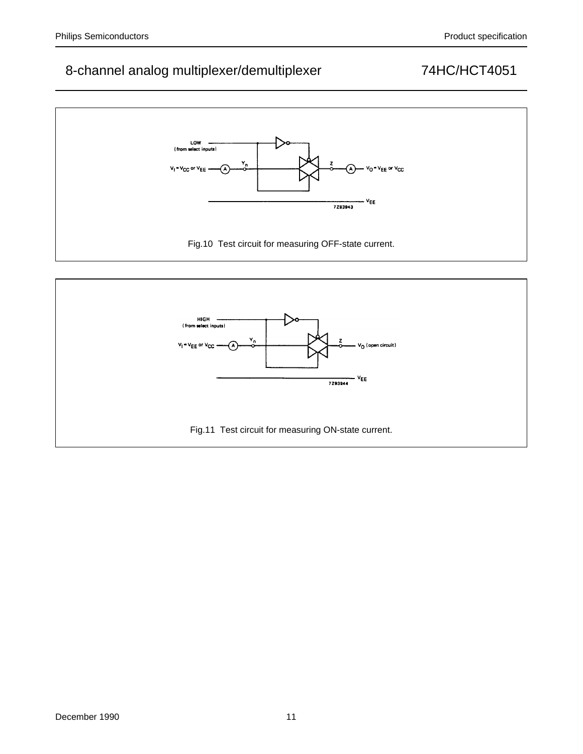# 8-channel analog multiplexer/demultiplexer 74HC/HCT4051

Fig.10 Test circuit for measuring OFF-state current.

Fig.11 Test circuit for measuring ON-state current.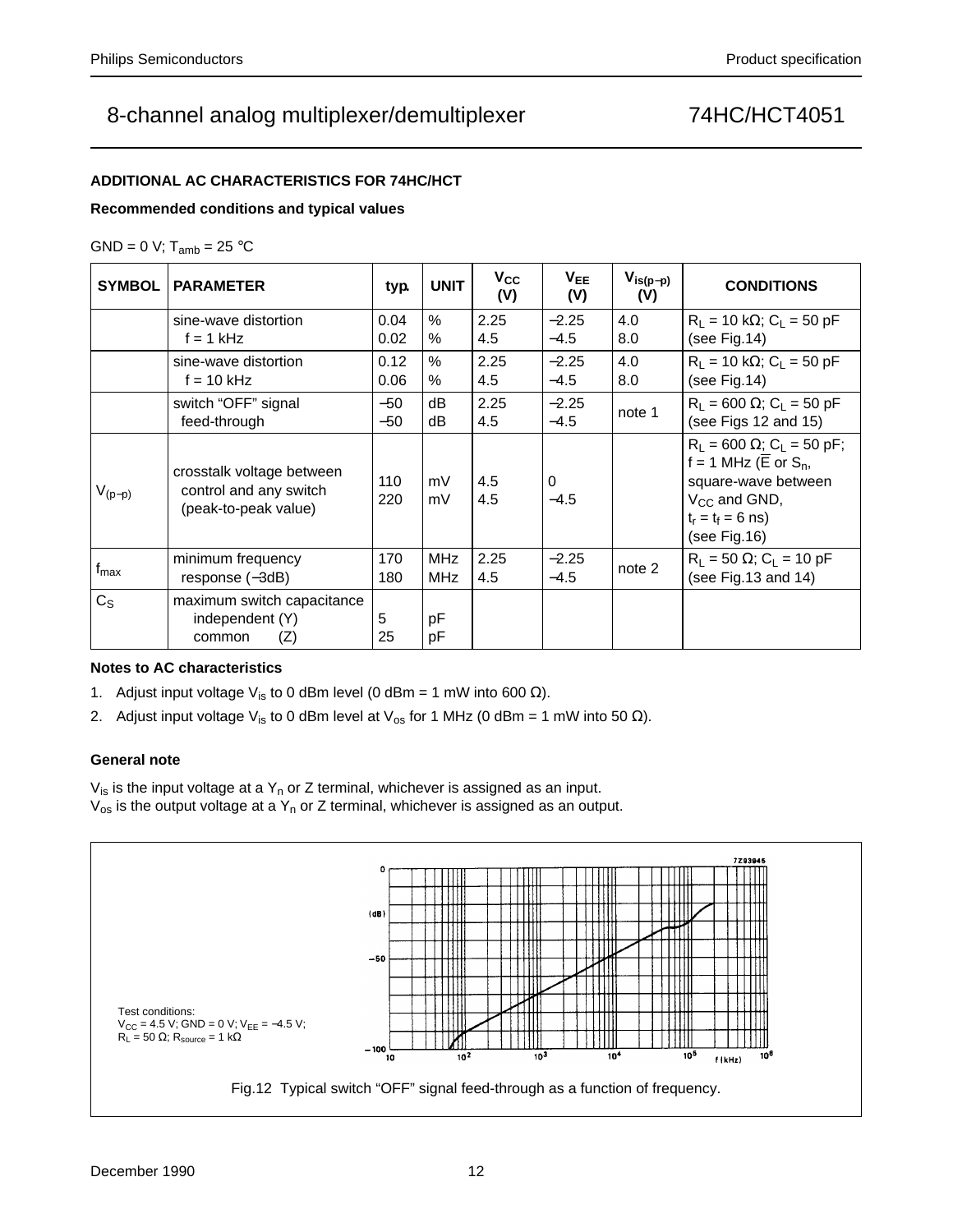## ADDITIONAL AC CHARACTERISTICS FOR 74HC/HCT

**Recommended conditions and typical values**

GND = 0 V; $T_{amb}$ = 25 °C

| SYMBOL | PARAMETER | typ. | UNIT | $V_{CC}$ (V) | $V_{EE}$ (V) | $V_{is(p-p)}$ (V) | CONDITIONS |
|---|---|---|---|---|---|---|---|
| | sine-wave distortion f = 1 kHz | 0.04<br>0.02 | %<br>% | 2.25<br>4.5 | −2.25<br>−4.5 | 4.0<br>8.0 | $R_L$ = 10 kΩ; $C_L$ = 50 pF (see Fig.14) |
| | sine-wave distortion f = 10 kHz | 0.12<br>0.06 | %<br>% | 2.25<br>4.5 | −2.25<br>−4.5 | 4.0<br>8.0 | $R_L$ = 10 kΩ; $C_L$ = 50 pF (see Fig.14) |
| | switch “OFF” signal feed-through | −50<br>−50 | dB<br>dB | 2.25<br>4.5 | −2.25<br>−4.5 | note 1 | $R_L$ = 600 Ω; $C_L$ = 50 pF (see Figs 12 and 15) |
| $V_{(p-p)}$ | crosstalk voltage between control and any switch (peak-to-peak value) | 110<br>220 | mV<br>mV | 4.5<br>4.5 | 0<br>−4.5 | | $R_L$ = 600 Ω; $C_L$ = 50 pF; f = 1 MHz ($\overline{E}$ or $S_n$, square-wave between $V_{CC}$ and GND, $t_r = t_f$ = 6 ns) (see Fig.16) |
| $f_{max}$ | minimum frequency response (−3dB) | 170<br>180 | MHz<br>MHz | 2.25<br>4.5 | −2.25<br>−4.5 | note 2 | $R_L$ = 50 Ω; $C_L$ = 10 pF (see Fig.13 and 14) |
| $C_S$ | maximum switch capacitance independent (Y) common (Z) | 5<br>25 | pF<br>pF | | | | |

**Notes to AC characteristics**

1. Adjust input voltage $V_{is}$ to 0 dBm level (0 dBm = 1 mW into 600 Ω).
2. Adjust input voltage $V_{is}$ to 0 dBm level at $V_{os}$ for 1 MHz (0 dBm = 1 mW into 50 Ω).

**General note**

$V_{is}$ is the input voltage at a $Y_n$ or Z terminal, whichever is assigned as an input.
$V_{os}$ is the output voltage at a $Y_n$ or Z terminal, whichever is assigned as an output.

Test conditions:
$V_{CC}$ = 4.5 V; GND = 0 V; $V_{EE}$ = −4.5 V;
$R_L$ = 50 Ω; $R_{source}$ = 1 kΩ

Fig.12 Typical switch “OFF” signal feed-through as a function of frequency.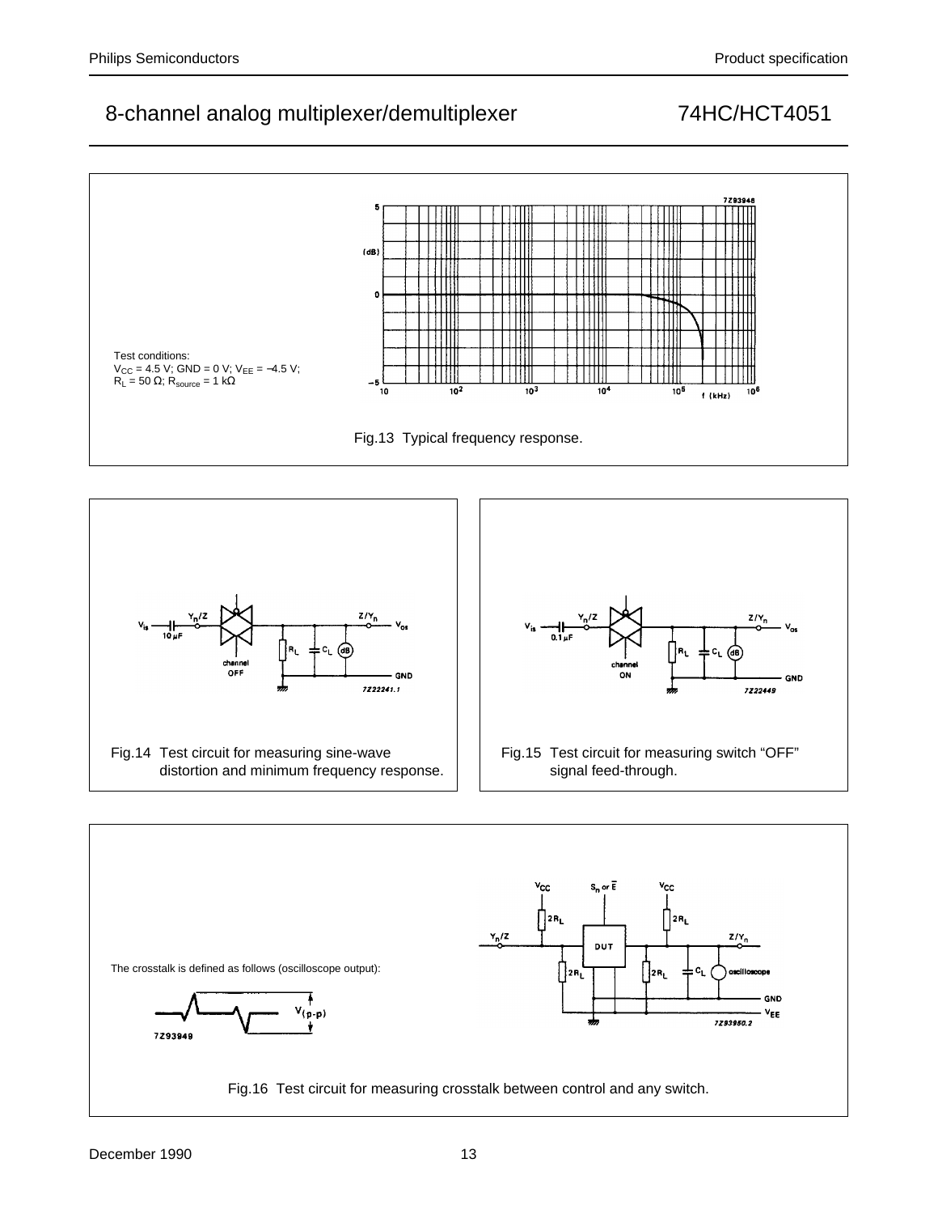Test conditions:
$V_{CC}$ = 4.5 V; GND = 0 V; $V_{EE}$ = −4.5 V;
$R_L$ = 50 Ω; $R_{source}$ = 1 kΩ

Fig.13 Typical frequency response.

Fig.14 Test circuit for measuring sine-wave distortion and minimum frequency response.

Fig.15 Test circuit for measuring switch "OFF" signal feed-through.

The crosstalk is defined as follows (oscilloscope output):

Fig.16 Test circuit for measuring crosstalk between control and any switch.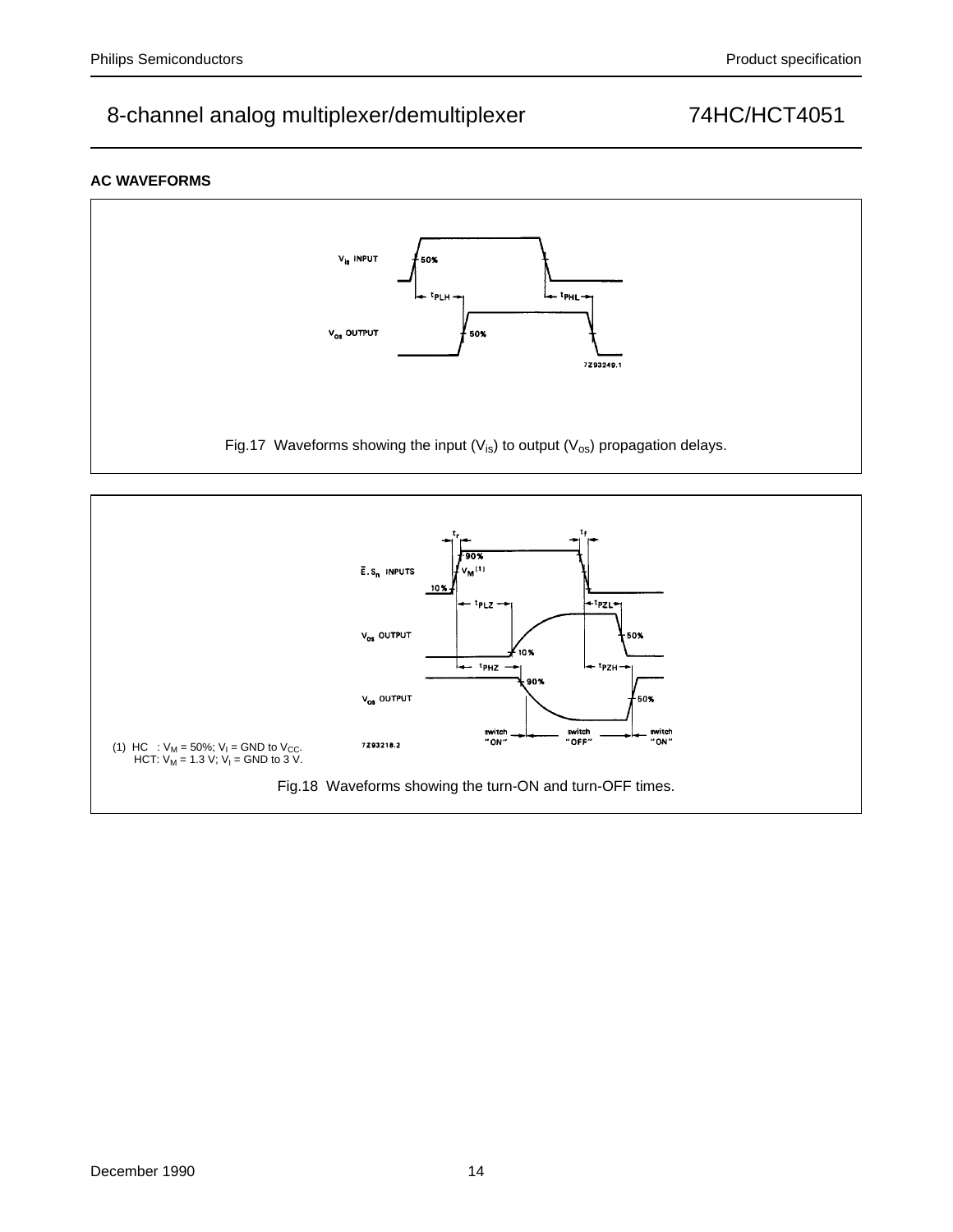## AC WAVEFORMS

Fig.17 Waveforms showing the input ($V_{is}$) to output ($V_{os}$) propagation delays.

(1) HC : $V_M$ = 50%; $V_I$ = GND to $V_{CC}$.
HCT: $V_M$ = 1.3 V; $V_I$ = GND to 3 V.

Fig.18 Waveforms showing the turn-ON and turn-OFF times.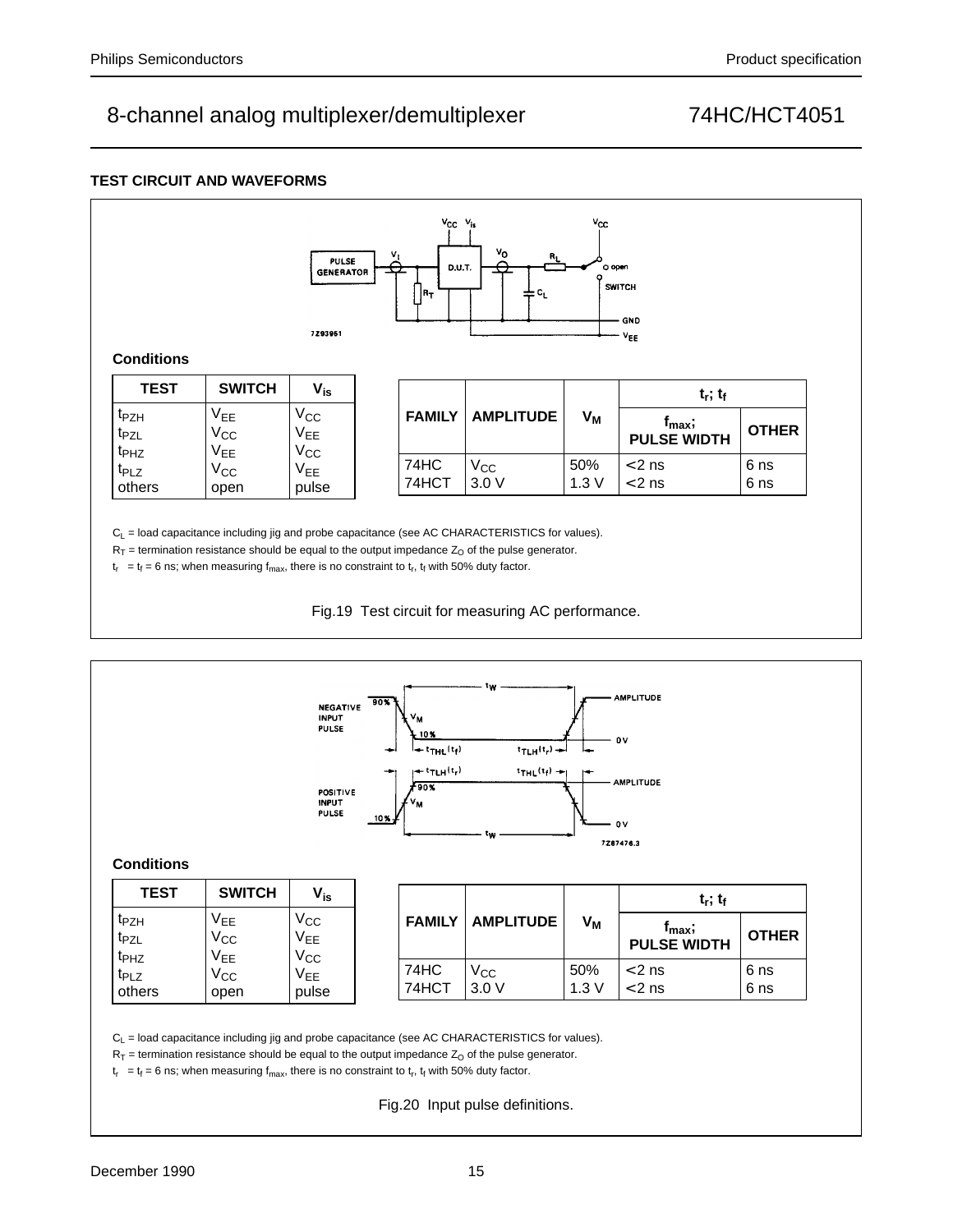## TEST CIRCUIT AND WAVEFORMS

**Conditions**

| TEST | SWITCH | $V_{is}$ |
|---|---|---|
| $t_{PZH}$ | $V_{EE}$ | $V_{CC}$ |
| $t_{PZL}$ | $V_{CC}$ | $V_{EE}$ |
| $t_{PHZ}$ | $V_{EE}$ | $V_{CC}$ |
| $t_{PLZ}$ | $V_{CC}$ | $V_{EE}$ |
| others | open | pulse |

| FAMILY | AMPLITUDE | $V_M$ | $t_r$; $t_f$ | |
|---|---|---|---|---|
| | | | $f_{max}$; PULSE WIDTH | OTHER |
| 74HC | $V_{CC}$ | 50% | <2 ns | 6 ns |
| 74HCT | 3.0 V | 1.3 V | <2 ns | 6 ns |

$C_L$ = load capacitance including jig and probe capacitance (see AC CHARACTERISTICS for values).

$R_T$ = termination resistance should be equal to the output impedance $Z_O$ of the pulse generator.

$t_r$ = $t_f$ = 6 ns; when measuring $f_{max}$, there is no constraint to $t_r$, $t_f$ with 50% duty factor.

Fig.19 Test circuit for measuring AC performance.

**Conditions**

| TEST | SWITCH | $V_{is}$ |
|---|---|---|
| $t_{PZH}$ | $V_{EE}$ | $V_{CC}$ |
| $t_{PZL}$ | $V_{CC}$ | $V_{EE}$ |
| $t_{PHZ}$ | $V_{EE}$ | $V_{CC}$ |
| $t_{PLZ}$ | $V_{CC}$ | $V_{EE}$ |
| others | open | pulse |

| FAMILY | AMPLITUDE | $V_M$ | $t_r$; $t_f$ | |
|---|---|---|---|---|
| | | | $f_{max}$; PULSE WIDTH | OTHER |
| 74HC | $V_{CC}$ | 50% | <2 ns | 6 ns |
| 74HCT | 3.0 V | 1.3 V | <2 ns | 6 ns |

$C_L$ = load capacitance including jig and probe capacitance (see AC CHARACTERISTICS for values).

$R_T$ = termination resistance should be equal to the output impedance $Z_O$ of the pulse generator.

$t_r$ = $t_f$ = 6 ns; when measuring $f_{max}$, there is no constraint to $t_r$, $t_f$ with 50% duty factor.

Fig.20 Input pulse definitions.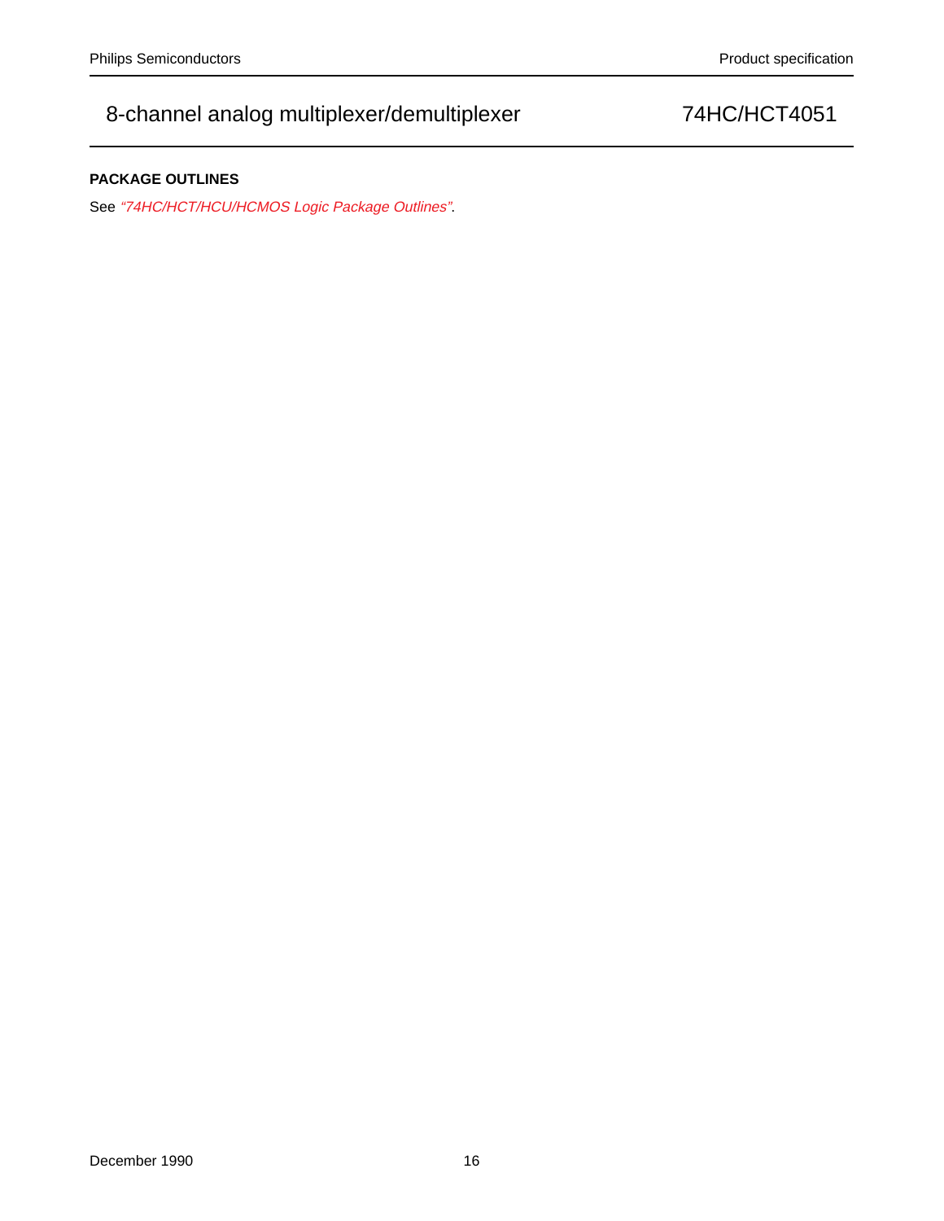## PACKAGE OUTLINES

See *"74HC/HCT/HCU/HCMOS Logic Package Outlines"*.